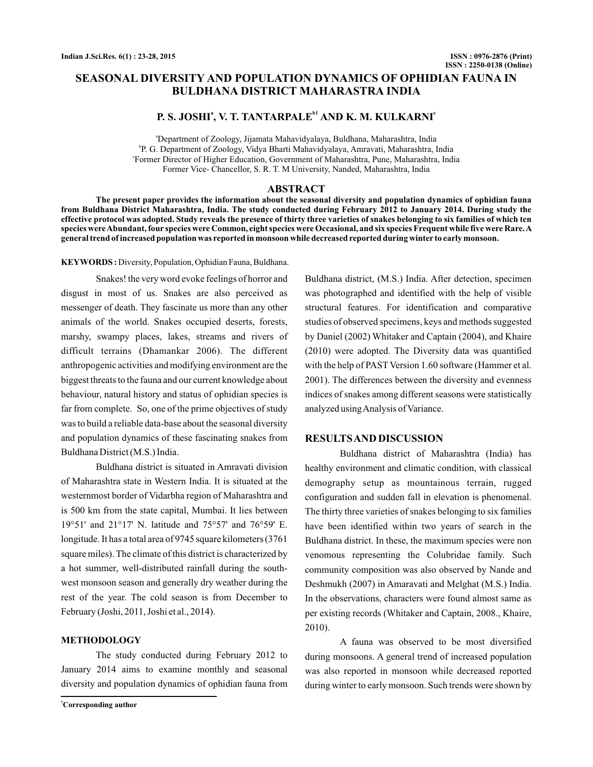# SEASONAL DIVERSITY AND POPULATION DYNAMICS OF OPHIDIAN FAUNA IN BULDHANA DISTRICT MAHARASTRA INDIA

**P. S. JOSHI[a], V. T. TANTARPALE[b1] AND K. M. KULKARNI[c]**

[a]Department of Zoology, Jijamata Mahavidyalaya, Buldhana, Maharashtra, India
[b]P. G. Department of Zoology, Vidya Bharti Mahavidyalaya, Amravati, Maharashtra, India
[c]Former Director of Higher Education, Government of Maharashtra, Pune, Maharashtra, India
Former Vice- Chancellor, S. R. T. M University, Nanded, Maharashtra, India

## ABSTRACT

**The present paper provides the information about the seasonal diversity and population dynamics of ophidian fauna from Buldhana District Maharashtra, India. The study conducted during February 2012 to January 2014. During study the effective protocol was adopted. Study reveals the presence of thirty three varieties of snakes belonging to six families of which ten species were Abundant, four species were Common, eight species were Occasional, and six species Frequent while five were Rare. A general trend of increased population was reported in monsoon while decreased reported during winter to early monsoon.**

**KEYWORDS :** Diversity, Population, Ophidian Fauna, Buldhana.

Snakes! the very word evoke feelings of horror and disgust in most of us. Snakes are also perceived as messenger of death. They fascinate us more than any other animals of the world. Snakes occupied deserts, forests, marshy, swampy places, lakes, streams and rivers of difficult terrains (Dhamankar 2006). The different anthropogenic activities and modifying environment are the biggest threats to the fauna and our current knowledge about behaviour, natural history and status of ophidian species is far from complete. So, one of the prime objectives of study was to build a reliable data-base about the seasonal diversity and population dynamics of these fascinating snakes from Buldhana District (M.S.) India.

Buldhana district is situated in Amravati division of Maharashtra state in Western India. It is situated at the westernmost border of Vidarbha region of Maharashtra and is 500 km from the state capital, Mumbai. It lies between 19°51' and 21°17' N. latitude and 75°57' and 76°59' E. longitude. It has a total area of 9745 square kilometers (3761 square miles). The climate of this district is characterized by a hot summer, well-distributed rainfall during the south-west monsoon season and generally dry weather during the rest of the year. The cold season is from December to February (Joshi, 2011, Joshi et al., 2014).

## METHODOLOGY

The study conducted during February 2012 to January 2014 aims to examine monthly and seasonal diversity and population dynamics of ophidian fauna from Buldhana district, (M.S.) India. After detection, specimen was photographed and identified with the help of visible structural features. For identification and comparative studies of observed specimens, keys and methods suggested by Daniel (2002) Whitaker and Captain (2004), and Khaire (2010) were adopted. The Diversity data was quantified with the help of PAST Version 1.60 software (Hammer et al. 2001). The differences between the diversity and evenness indices of snakes among different seasons were statistically analyzed using Analysis of Variance.

## RESULTS AND DISCUSSION

Buldhana district of Maharashtra (India) has healthy environment and climatic condition, with classical demography setup as mountainous terrain, rugged configuration and sudden fall in elevation is phenomenal. The thirty three varieties of snakes belonging to six families have been identified within two years of search in the Buldhana district. In these, the maximum species were non venomous representing the Colubridae family. Such community composition was also observed by Nande and Deshmukh (2007) in Amaravati and Melghat (M.S.) India. In the observations, characters were found almost same as per existing records (Whitaker and Captain, 2008., Khaire, 2010).

A fauna was observed to be most diversified during monsoons. A general trend of increased population was also reported in monsoon while decreased reported during winter to early monsoon. Such trends were shown by

[1]Corresponding author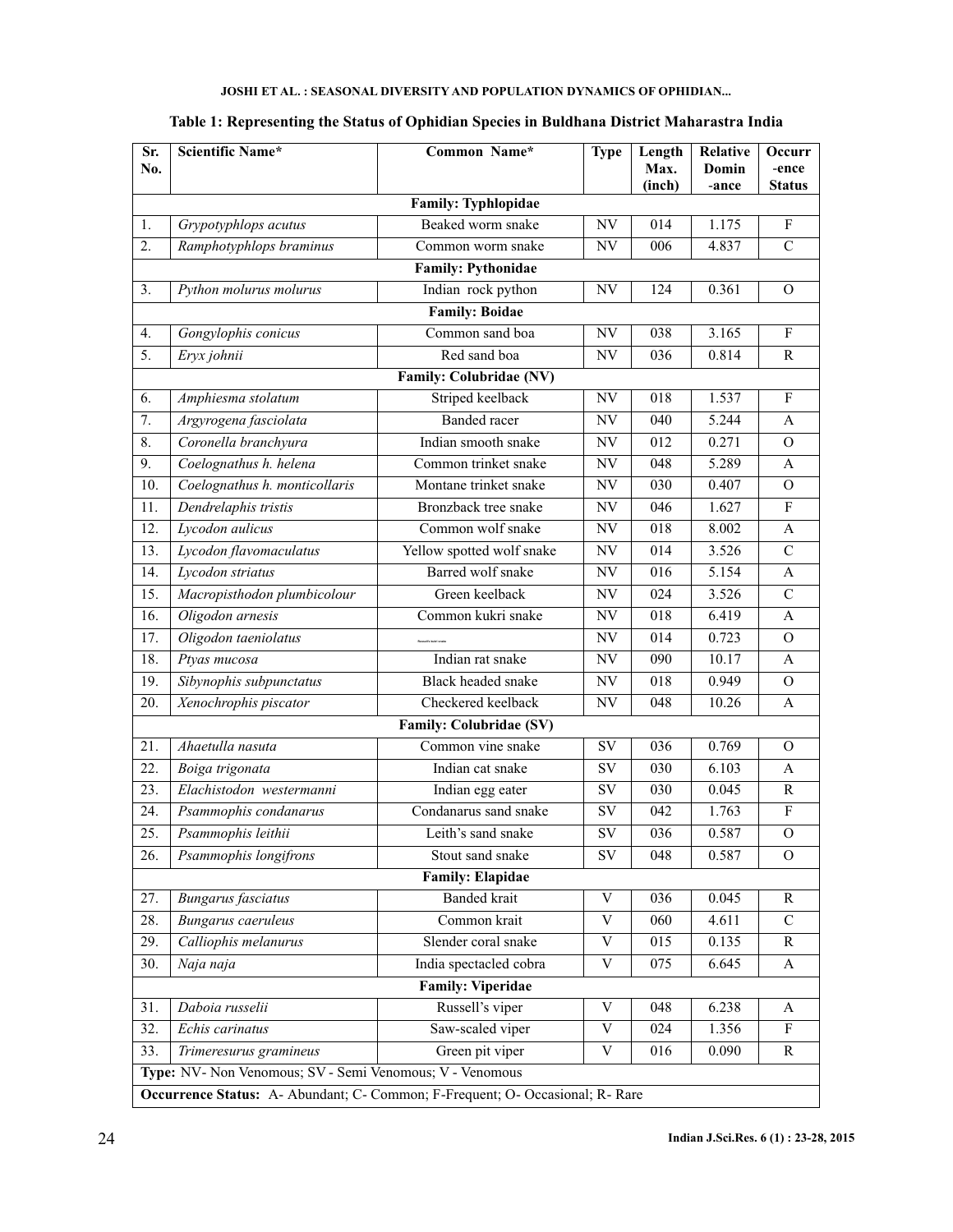**Table 1: Representing the Status of Ophidian Species in Buldhana District Maharastra India**

| Sr. No. | Scientific Name* | Common Name* | Type | Length Max. (inch) | Relative Dominance | Occurrence Status |
|---|---|---|---|---|---|---|
| **Family: Typhlopidae** | | | | | | |
| 1. | *Grypotyphlops acutus* | Beaked worm snake | NV | 014 | 1.175 | F |
| 2. | *Ramphotyphlops braminus* | Common worm snake | NV | 006 | 4.837 | C |
| **Family: Pythonidae** | | | | | | |
| 3. | *Python molurus molurus* | Indian rock python | NV | 124 | 0.361 | O |
| **Family: Boidae** | | | | | | |
| 4. | *Gongylophis conicus* | Common sand boa | NV | 038 | 3.165 | F |
| 5. | *Eryx johnii* | Red sand boa | NV | 036 | 0.814 | R |
| **Family: Colubridae (NV)** | | | | | | |
| 6. | *Amphiesma stolatum* | Striped keelback | NV | 018 | 1.537 | F |
| 7. | *Argyrogena fasciolata* | Banded racer | NV | 040 | 5.244 | A |
| 8. | *Coronella branchyura* | Indian smooth snake | NV | 012 | 0.271 | O |
| 9. | *Coelognathus h. helena* | Common trinket snake | NV | 048 | 5.289 | A |
| 10. | *Coelognathus h. monticollaris* | Montane trinket snake | NV | 030 | 0.407 | O |
| 11. | *Dendrelaphis tristis* | Bronzback tree snake | NV | 046 | 1.627 | F |
| 12. | *Lycodon aulicus* | Common wolf snake | NV | 018 | 8.002 | A |
| 13. | *Lycodon flavomaculatus* | Yellow spotted wolf snake | NV | 014 | 3.526 | C |
| 14. | *Lycodon striatus* | Barred wolf snake | NV | 016 | 5.154 | A |
| 15. | *Macropisthodon plumbicolour* | Green keelback | NV | 024 | 3.526 | C |
| 16. | *Oligodon arnesis* | Common kukri snake | NV | 018 | 6.419 | A |
| 17. | *Oligodon taeniolatus* | Russell's kukri snake | NV | 014 | 0.723 | O |
| 18. | *Ptyas mucosa* | Indian rat snake | NV | 090 | 10.17 | A |
| 19. | *Sibynophis subpunctatus* | Black headed snake | NV | 018 | 0.949 | O |
| 20. | *Xenochrophis piscator* | Checkered keelback | NV | 048 | 10.26 | A |
| **Family: Colubridae (SV)** | | | | | | |
| 21. | *Ahaetulla nasuta* | Common vine snake | SV | 036 | 0.769 | O |
| 22. | *Boiga trigonata* | Indian cat snake | SV | 030 | 6.103 | A |
| 23. | *Elachistodon westermanni* | Indian egg eater | SV | 030 | 0.045 | R |
| 24. | *Psammophis condanarus* | Condanarus sand snake | SV | 042 | 1.763 | F |
| 25. | *Psammophis leithii* | Leith's sand snake | SV | 036 | 0.587 | O |
| 26. | *Psammophis longifrons* | Stout sand snake | SV | 048 | 0.587 | O |
| **Family: Elapidae** | | | | | | |
| 27. | *Bungarus fasciatus* | Banded krait | V | 036 | 0.045 | R |
| 28. | *Bungarus caeruleus* | Common krait | V | 060 | 4.611 | C |
| 29. | *Calliophis melanurus* | Slender coral snake | V | 015 | 0.135 | R |
| 30. | *Naja naja* | India spectacled cobra | V | 075 | 6.645 | A |
| **Family: Viperidae** | | | | | | |
| 31. | *Daboia russelii* | Russell's viper | V | 048 | 6.238 | A |
| 32. | *Echis carinatus* | Saw-scaled viper | V | 024 | 1.356 | F |
| 33. | *Trimeresurus gramineus* | Green pit viper | V | 016 | 0.090 | R |

**Type:** NV- Non Venomous; SV - Semi Venomous; V - Venomous

**Occurrence Status:** A- Abundant; C- Common; F-Frequent; O- Occasional; R- Rare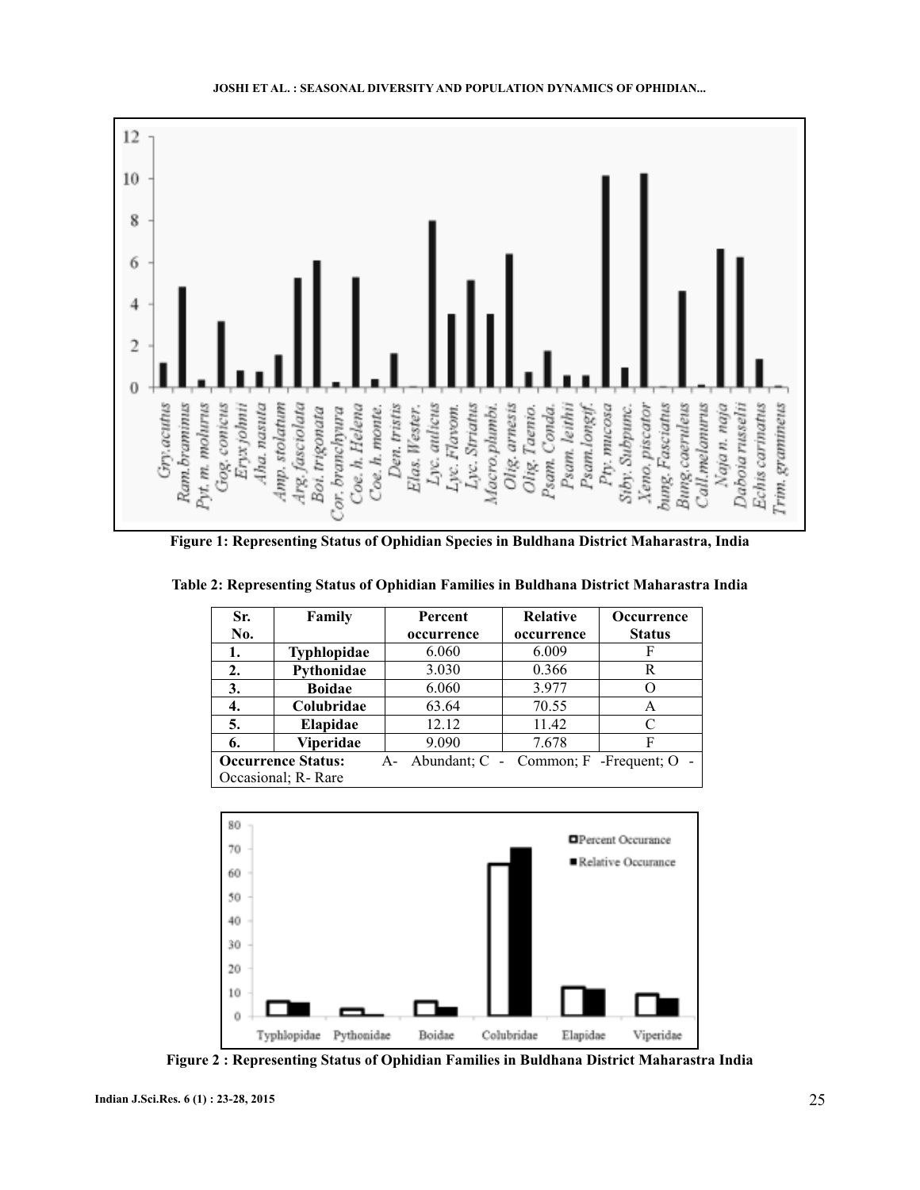Figure 1: Representing Status of Ophidian Species in Buldhana District Maharastra, India

Table 2: Representing Status of Ophidian Families in Buldhana District Maharastra India

| Sr. No. | Family | Percent occurrence | Relative occurrence | Occurrence Status |
|---|---|---|---|---|
| 1. | **Typhlopidae** | 6.060 | 6.009 | F |
| 2. | **Pythonidae** | 3.030 | 0.366 | R |
| 3. | **Boidae** | 6.060 | 3.977 | O |
| 4. | **Colubridae** | 63.64 | 70.55 | A |
| 5. | **Elapidae** | 12.12 | 11.42 | C |
| 6. | **Viperidae** | 9.090 | 7.678 | F |
| **Occurrence Status:** A- Abundant; C - Common; F -Frequent; O - Occasional; R- Rare | | | | |

Figure 2 : Representing Status of Ophidian Families in Buldhana District Maharastra India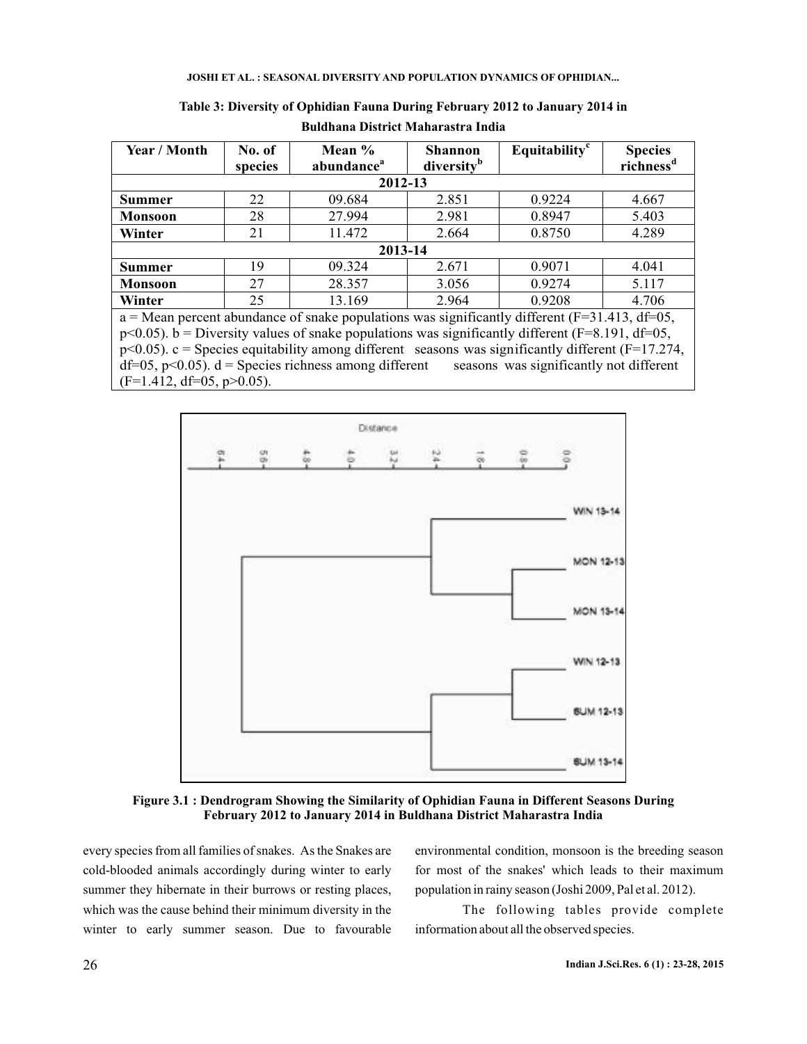**Table 3: Diversity of Ophidian Fauna During February 2012 to January 2014 in Buldhana District Maharastra India**

| Year / Month | No. of species | Mean % abundance[a] | Shannon diversity[b] | Equitability[c] | Species richness[d] |
|---|---|---|---|---|---|
| **2012-13** | | | | | |
| **Summer** | 22 | 09.684 | 2.851 | 0.9224 | 4.667 |
| **Monsoon** | 28 | 27.994 | 2.981 | 0.8947 | 5.403 |
| **Winter** | 21 | 11.472 | 2.664 | 0.8750 | 4.289 |
| **2013-14** | | | | | |
| **Summer** | 19 | 09.324 | 2.671 | 0.9071 | 4.041 |
| **Monsoon** | 27 | 28.357 | 3.056 | 0.9274 | 5.117 |
| **Winter** | 25 | 13.169 | 2.964 | 0.9208 | 4.706 |

a = Mean percent abundance of snake populations was significantly different ($F=31.413$, $df=05$, $p<0.05$). b = Diversity values of snake populations was significantly different ($F=8.191$, $df=05$, $p<0.05$). c = Species equitability among different seasons was significantly different ($F=17.274$, $df=05$, $p<0.05$). d = Species richness among different seasons was significantly not different ($F=1.412$, $df=05$, $p>0.05$).

**Figure 3.1 : Dendrogram Showing the Similarity of Ophidian Fauna in Different Seasons During February 2012 to January 2014 in Buldhana District Maharastra India**

every species from all families of snakes. As the Snakes are cold-blooded animals accordingly during winter to early summer they hibernate in their burrows or resting places, which was the cause behind their minimum diversity in the winter to early summer season. Due to favourable environmental condition, monsoon is the breeding season for most of the snakes' which leads to their maximum population in rainy season (Joshi 2009, Pal et al. 2012).

The following tables provide complete information about all the observed species.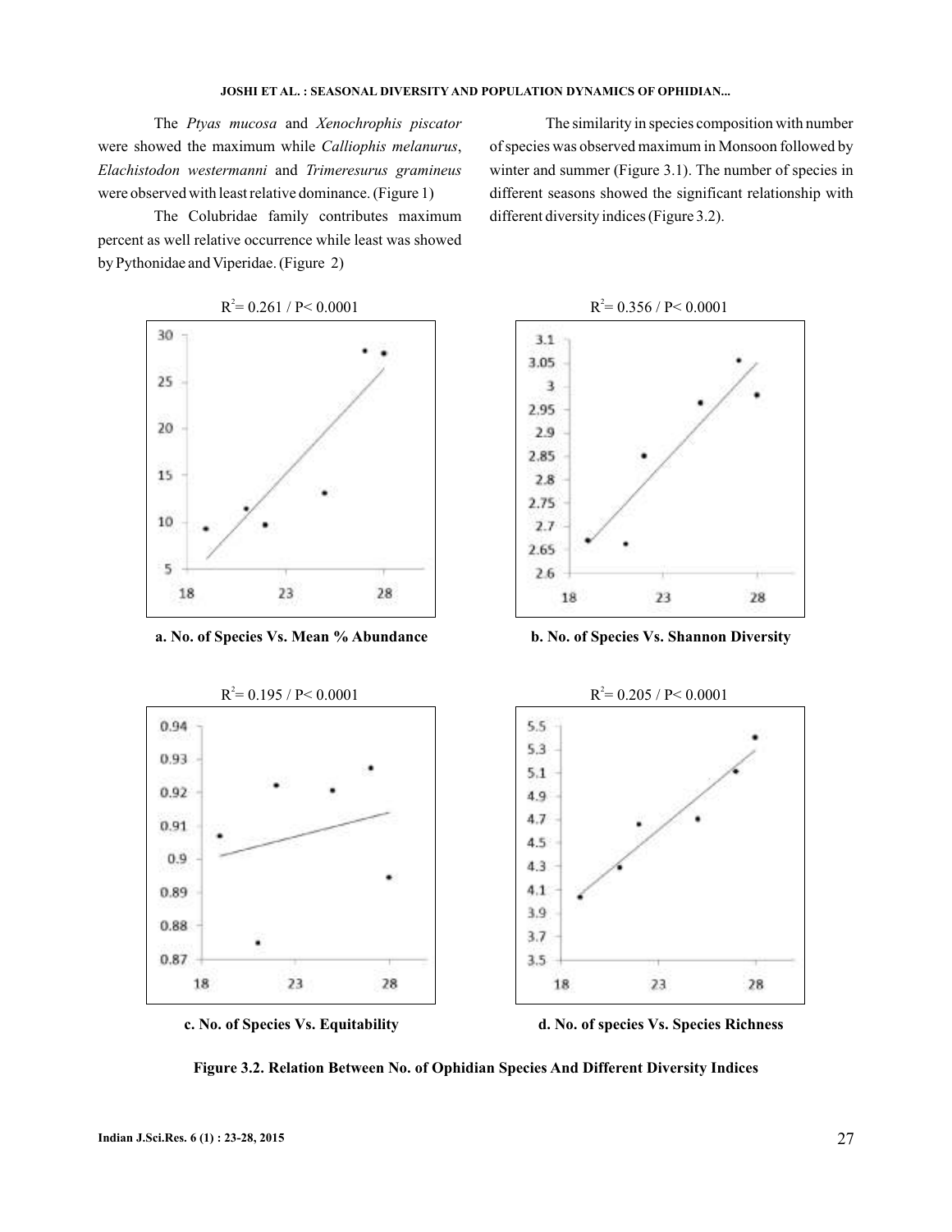The *Ptyas mucosa* and *Xenochrophis piscator* were showed the maximum while *Calliophis melanurus*, *Elachistodon westermanni* and *Trimeresurus gramineus* were observed with least relative dominance. (Figure 1)

The Colubridae family contributes maximum percent as well relative occurrence while least was showed by Pythonidae and Viperidae. (Figure 2)

The similarity in species composition with number of species was observed maximum in Monsoon followed by winter and summer (Figure 3.1). The number of species in different seasons showed the significant relationship with different diversity indices (Figure 3.2).

$R^2$= 0.261 / P< 0.0001

**a. No. of Species Vs. Mean % Abundance**

$R^2$= 0.356 / P< 0.0001

**b. No. of Species Vs. Shannon Diversity**

$R^2$= 0.195 / P< 0.0001

**c. No. of Species Vs. Equitability**

$R^2$= 0.205 / P< 0.0001

**d. No. of species Vs. Species Richness**

**Figure 3.2. Relation Between No. of Ophidian Species And Different Diversity Indices**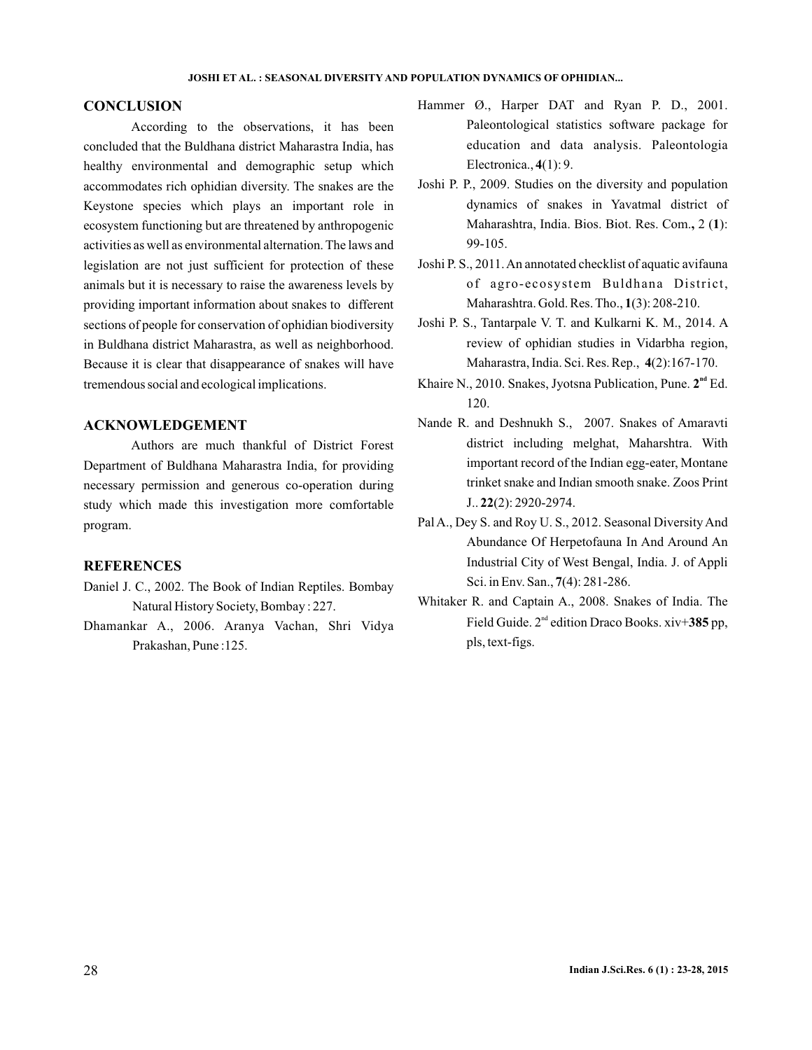## CONCLUSION

According to the observations, it has been concluded that the Buldhana district Maharastra India, has healthy environmental and demographic setup which accommodates rich ophidian diversity. The snakes are the Keystone species which plays an important role in ecosystem functioning but are threatened by anthropogenic activities as well as environmental alternation. The laws and legislation are not just sufficient for protection of these animals but it is necessary to raise the awareness levels by providing important information about snakes to different sections of people for conservation of ophidian biodiversity in Buldhana district Maharastra, as well as neighborhood. Because it is clear that disappearance of snakes will have tremendous social and ecological implications.

## ACKNOWLEDGEMENT

Authors are much thankful of District Forest Department of Buldhana Maharastra India, for providing necessary permission and generous co-operation during study which made this investigation more comfortable program.

## REFERENCES

Daniel J. C., 2002. The Book of Indian Reptiles. Bombay Natural History Society, Bombay : 227.

Dhamankar A., 2006. Aranya Vachan, Shri Vidya Prakashan, Pune :125.

Hammer Ø., Harper DAT and Ryan P. D., 2001. Paleontological statistics software package for education and data analysis. Paleontologia Electronica., **4**(1): 9.

Joshi P. P., 2009. Studies on the diversity and population dynamics of snakes in Yavatmal district of Maharashtra, India. Bios. Biot. Res. Com.**,** 2 (**1**): 99-105.

Joshi P. S., 2011. An annotated checklist of aquatic avifauna of agro-ecosystem Buldhana District, Maharashtra. Gold. Res. Tho., **1**(3): 208-210.

Joshi P. S., Tantarpale V. T. and Kulkarni K. M., 2014. A review of ophidian studies in Vidarbha region, Maharastra, India. Sci. Res. Rep., **4**(2):167-170.

Khaire N., 2010. Snakes, Jyotsna Publication, Pune. **2**nd Ed. 120.

Nande R. and Deshnukh S., 2007. Snakes of Amaravti district including melghat, Maharshtra. With important record of the Indian egg-eater, Montane trinket snake and Indian smooth snake. Zoos Print J.. **22**(2): 2920-2974.

Pal A., Dey S. and Roy U. S., 2012. Seasonal Diversity And Abundance Of Herpetofauna In And Around An Industrial City of West Bengal, India. J. of Appli Sci. in Env. San., **7**(4): 281-286.

Whitaker R. and Captain A., 2008. Snakes of India. The Field Guide. 2nd edition Draco Books. xiv+**385** pp, pls, text-figs.